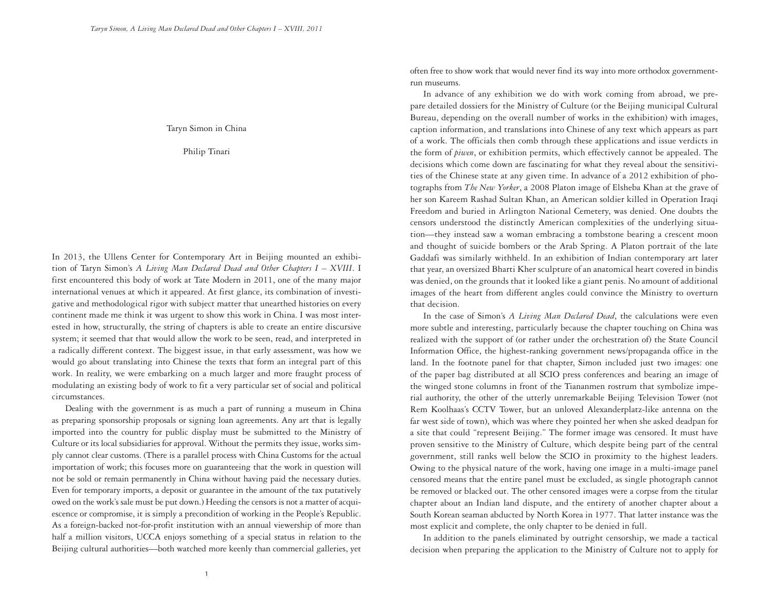# Taryn Simon in China

Philip Tinari

In 2013, the Ullens Center for Contemporary Art in Beijing mounted an exhibition of Taryn Simon's *A Living Man Declared Dead and Other Chapters I – XVIII*. I first encountered this body of work at Tate Modern in 2011, one of the many major international venues at which it appeared. At first glance, its combination of investigative and methodological rigor with subject matter that unearthed histories on every continent made me think it was urgent to show this work in China. I was most interested in how, structurally, the string of chapters is able to create an entire discursive system; it seemed that that would allow the work to be seen, read, and interpreted in a radically different context. The biggest issue, in that early assessment, was how we would go about translating into Chinese the texts that form an integral part of this work. In reality, we were embarking on a much larger and more fraught process of modulating an existing body of work to fit a very particular set of social and political circumstances.

Dealing with the government is as much a part of running a museum in China as preparing sponsorship proposals or signing loan agreements. Any art that is legally imported into the country for public display must be submitted to the Ministry of Culture or its local subsidiaries for approval. Without the permits they issue, works simply cannot clear customs. (There is a parallel process with China Customs for the actual importation of work; this focuses more on guaranteeing that the work in question will not be sold or remain permanently in China without having paid the necessary duties. Even for temporary imports, a deposit or guarantee in the amount of the tax putatively owed on the work's sale must be put down.) Heeding the censors is not a matter of acquiescence or compromise, it is simply a precondition of working in the People's Republic. As a foreign-backed not-for-profit institution with an annual viewership of more than half a million visitors, UCCA enjoys something of a special status in relation to the Beijing cultural authorities—both watched more keenly than commercial galleries, yet often free to show work that would never find its way into more orthodox government-run museums.

In advance of any exhibition we do with work coming from abroad, we prepare detailed dossiers for the Ministry of Culture (or the Beijing municipal Cultural Bureau, depending on the overall number of works in the exhibition) with images, caption information, and translations into Chinese of any text which appears as part of a work. The officials then comb through these applications and issue verdicts in the form of *piwen*, or exhibition permits, which effectively cannot be appealed. The decisions which come down are fascinating for what they reveal about the sensitivities of the Chinese state at any given time. In advance of a 2012 exhibition of photographs from *The New Yorker*, a 2008 Platon image of Elsheba Khan at the grave of her son Kareem Rashad Sultan Khan, an American soldier killed in Operation Iraqi Freedom and buried in Arlington National Cemetery, was denied. One doubts the censors understood the distinctly American complexities of the underlying situation—they instead saw a woman embracing a tombstone bearing a crescent moon and thought of suicide bombers or the Arab Spring. A Platon portrait of the late Gaddafi was similarly withheld. In an exhibition of Indian contemporary art later that year, an oversized Bharti Kher sculpture of an anatomical heart covered in bindis was denied, on the grounds that it looked like a giant penis. No amount of additional images of the heart from different angles could convince the Ministry to overturn that decision.

In the case of Simon's *A Living Man Declared Dead*, the calculations were even more subtle and interesting, particularly because the chapter touching on China was realized with the support of (or rather under the orchestration of) the State Council Information Office, the highest-ranking government news/propaganda office in the land. In the footnote panel for that chapter, Simon included just two images: one of the paper bag distributed at all SCIO press conferences and bearing an image of the winged stone columns in front of the Tiananmen rostrum that symbolize imperial authority, the other of the utterly unremarkable Beijing Television Tower (not Rem Koolhaas's CCTV Tower, but an unloved Alexanderplatz-like antenna on the far west side of town), which was where they pointed her when she asked deadpan for a site that could "represent Beijing." The former image was censored. It must have proven sensitive to the Ministry of Culture, which despite being part of the central government, still ranks well below the SCIO in proximity to the highest leaders. Owing to the physical nature of the work, having one image in a multi-image panel censored means that the entire panel must be excluded, as single photograph cannot be removed or blacked out. The other censored images were a corpse from the titular chapter about an Indian land dispute, and the entirety of another chapter about a South Korean seaman abducted by North Korea in 1977. That latter instance was the most explicit and complete, the only chapter to be denied in full.

In addition to the panels eliminated by outright censorship, we made a tactical decision when preparing the application to the Ministry of Culture not to apply for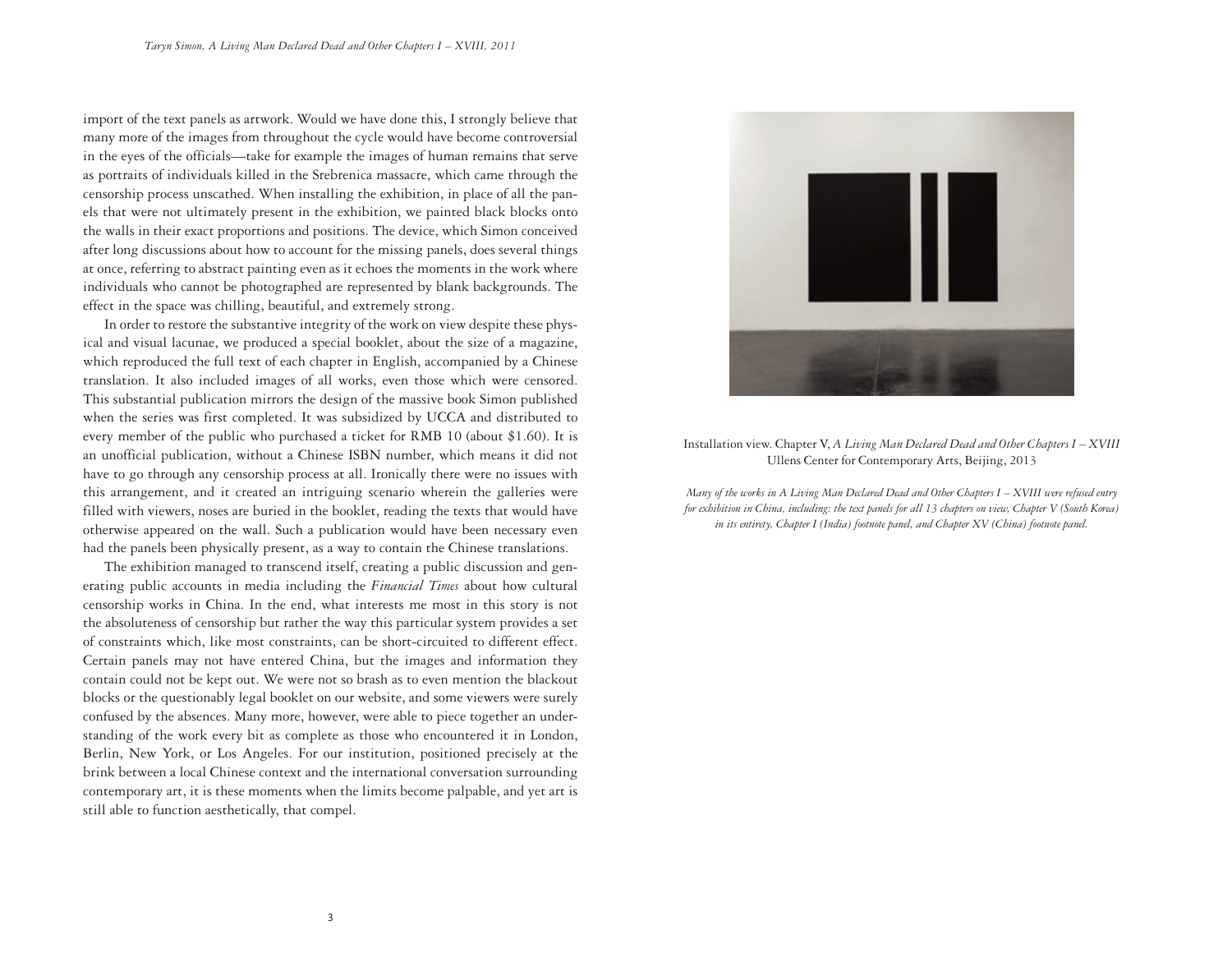import of the text panels as artwork. Would we have done this, I strongly believe that many more of the images from throughout the cycle would have become controversial in the eyes of the officials—take for example the images of human remains that serve as portraits of individuals killed in the Srebrenica massacre, which came through the censorship process unscathed. When installing the exhibition, in place of all the panels that were not ultimately present in the exhibition, we painted black blocks onto the walls in their exact proportions and positions. The device, which Simon conceived after long discussions about how to account for the missing panels, does several things at once, referring to abstract painting even as it echoes the moments in the work where individuals who cannot be photographed are represented by blank backgrounds. The effect in the space was chilling, beautiful, and extremely strong.

In order to restore the substantive integrity of the work on view despite these physical and visual lacunae, we produced a special booklet, about the size of a magazine, which reproduced the full text of each chapter in English, accompanied by a Chinese translation. It also included images of all works, even those which were censored. This substantial publication mirrors the design of the massive book Simon published when the series was first completed. It was subsidized by UCCA and distributed to every member of the public who purchased a ticket for RMB 10 (about $1.60). It is an unofficial publication, without a Chinese ISBN number, which means it did not have to go through any censorship process at all. Ironically there were no issues with this arrangement, and it created an intriguing scenario wherein the galleries were filled with viewers, noses are buried in the booklet, reading the texts that would have otherwise appeared on the wall. Such a publication would have been necessary even had the panels been physically present, as a way to contain the Chinese translations.

The exhibition managed to transcend itself, creating a public discussion and generating public accounts in media including the *Financial Times* about how cultural censorship works in China. In the end, what interests me most in this story is not the absoluteness of censorship but rather the way this particular system provides a set of constraints which, like most constraints, can be short-circuited to different effect. Certain panels may not have entered China, but the images and information they contain could not be kept out. We were not so brash as to even mention the blackout blocks or the questionably legal booklet on our website, and some viewers were surely confused by the absences. Many more, however, were able to piece together an understanding of the work every bit as complete as those who encountered it in London, Berlin, New York, or Los Angeles. For our institution, positioned precisely at the brink between a local Chinese context and the international conversation surrounding contemporary art, it is these moments when the limits become palpable, and yet art is still able to function aesthetically, that compel.

Installation view. Chapter V, *A Living Man Declared Dead and Other Chapters I – XVIII*
Ullens Center for Contemporary Arts, Beijing, 2013

*Many of the works in A Living Man Declared Dead and Other Chapters I – XVIII were refused entry for exhibition in China, including: the text panels for all 13 chapters on view, Chapter V (South Korea) in its entirety, Chapter I (India) footnote panel, and Chapter XV (China) footnote panel.*